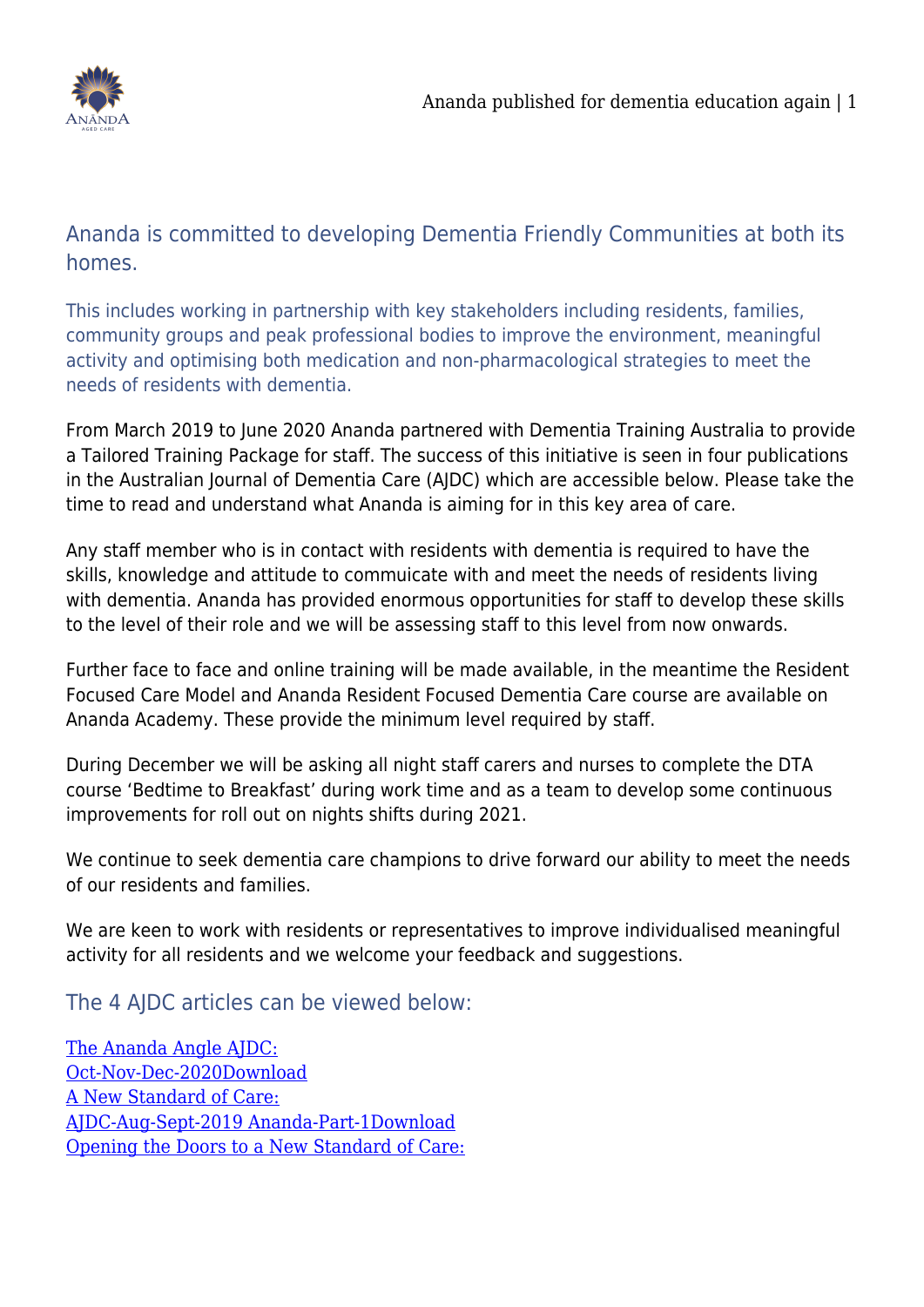## Ananda is committed to developing Dementia Friendly Communities at both its homes.

This includes working in partnership with key stakeholders including residents, families, community groups and peak professional bodies to improve the environment, meaningful activity and optimising both medication and non-pharmacological strategies to meet the needs of residents with dementia.

From March 2019 to June 2020 Ananda partnered with Dementia Training Australia to provide a Tailored Training Package for staff. The success of this initiative is seen in four publications in the Australian Journal of Dementia Care (AJDC) which are accessible below. Please take the time to read and understand what Ananda is aiming for in this key area of care.

Any staff member who is in contact with residents with dementia is required to have the skills, knowledge and attitude to commuicate with and meet the needs of residents living with dementia. Ananda has provided enormous opportunities for staff to develop these skills to the level of their role and we will be assessing staff to this level from now onwards.

Further face to face and online training will be made available, in the meantime the Resident Focused Care Model and Ananda Resident Focused Dementia Care course are available on Ananda Academy. These provide the minimum level required by staff.

During December we will be asking all night staff carers and nurses to complete the DTA course 'Bedtime to Breakfast' during work time and as a team to develop some continuous improvements for roll out on nights shifts during 2021.

We continue to seek dementia care champions to drive forward our ability to meet the needs of our residents and families.

We are keen to work with residents or representatives to improve individualised meaningful activity for all residents and we welcome your feedback and suggestions.

### The 4 AJDC articles can be viewed below:

The Ananda Angle AJDC:
Oct-Nov-Dec-2020Download
A New Standard of Care:
AJDC-Aug-Sept-2019 Ananda-Part-1Download
Opening the Doors to a New Standard of Care: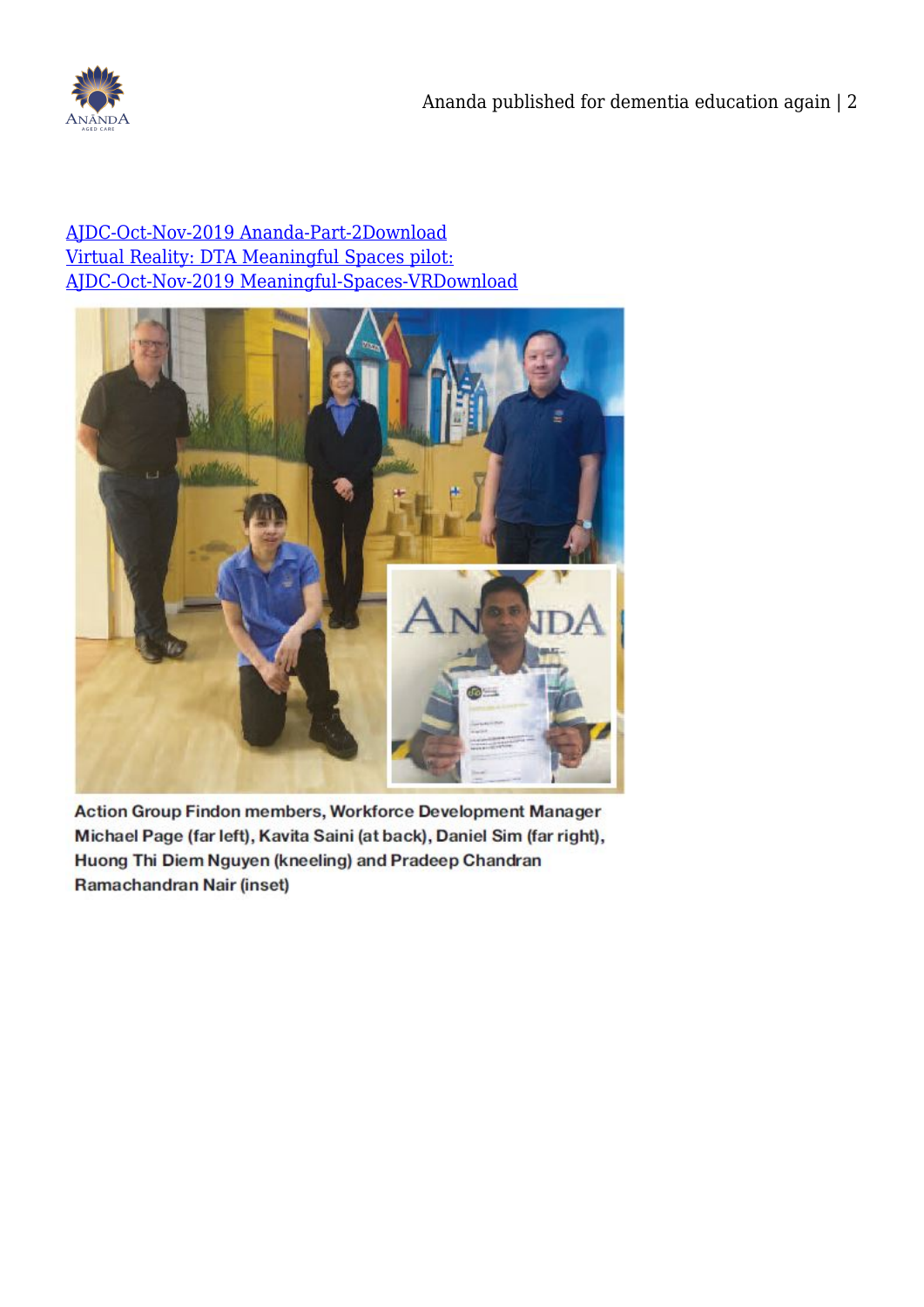AJDC-Oct-Nov-2019 Ananda-Part-2Download
Virtual Reality: DTA Meaningful Spaces pilot:
AJDC-Oct-Nov-2019 Meaningful-Spaces-VRDownload

Action Group Findon members, Workforce Development Manager Michael Page (far left), Kavita Saini (at back), Daniel Sim (far right), Huong Thi Diem Nguyen (kneeling) and Pradeep Chandran Ramachandran Nair (inset)